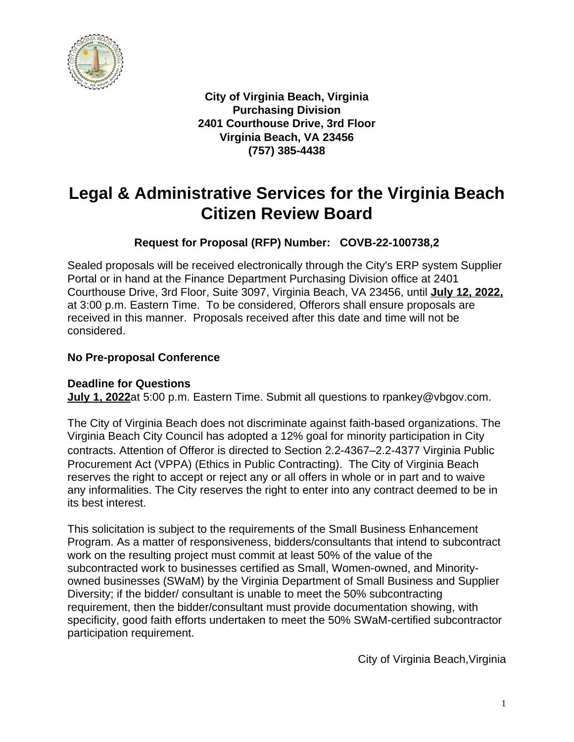**City of Virginia Beach, Virginia**
**Purchasing Division**
**2401 Courthouse Drive, 3rd Floor**
**Virginia Beach, VA 23456**
**(757) 385-4438**

# Legal & Administrative Services for the Virginia Beach Citizen Review Board

### Request for Proposal (RFP) Number: COVB-22-100738,2

Sealed proposals will be received electronically through the City's ERP system Supplier Portal or in hand at the Finance Department Purchasing Division office at 2401 Courthouse Drive, 3rd Floor, Suite 3097, Virginia Beach, VA 23456, until **July 12, 2022,** at 3:00 p.m. Eastern Time. To be considered, Offerors shall ensure proposals are received in this manner. Proposals received after this date and time will not be considered.

**No Pre-proposal Conference**

**Deadline for Questions**
**July 1, 2022** at 5:00 p.m. Eastern Time. Submit all questions to rpankey@vbgov.com.

The City of Virginia Beach does not discriminate against faith-based organizations. The Virginia Beach City Council has adopted a 12% goal for minority participation in City contracts. Attention of Offeror is directed to Section 2.2-4367–2.2-4377 Virginia Public Procurement Act (VPPA) (Ethics in Public Contracting). The City of Virginia Beach reserves the right to accept or reject any or all offers in whole or in part and to waive any informalities. The City reserves the right to enter into any contract deemed to be in its best interest.

This solicitation is subject to the requirements of the Small Business Enhancement Program. As a matter of responsiveness, bidders/consultants that intend to subcontract work on the resulting project must commit at least 50% of the value of the subcontracted work to businesses certified as Small, Women-owned, and Minority-owned businesses (SWaM) by the Virginia Department of Small Business and Supplier Diversity; if the bidder/ consultant is unable to meet the 50% subcontracting requirement, then the bidder/consultant must provide documentation showing, with specificity, good faith efforts undertaken to meet the 50% SWaM-certified subcontractor participation requirement.

City of Virginia Beach,Virginia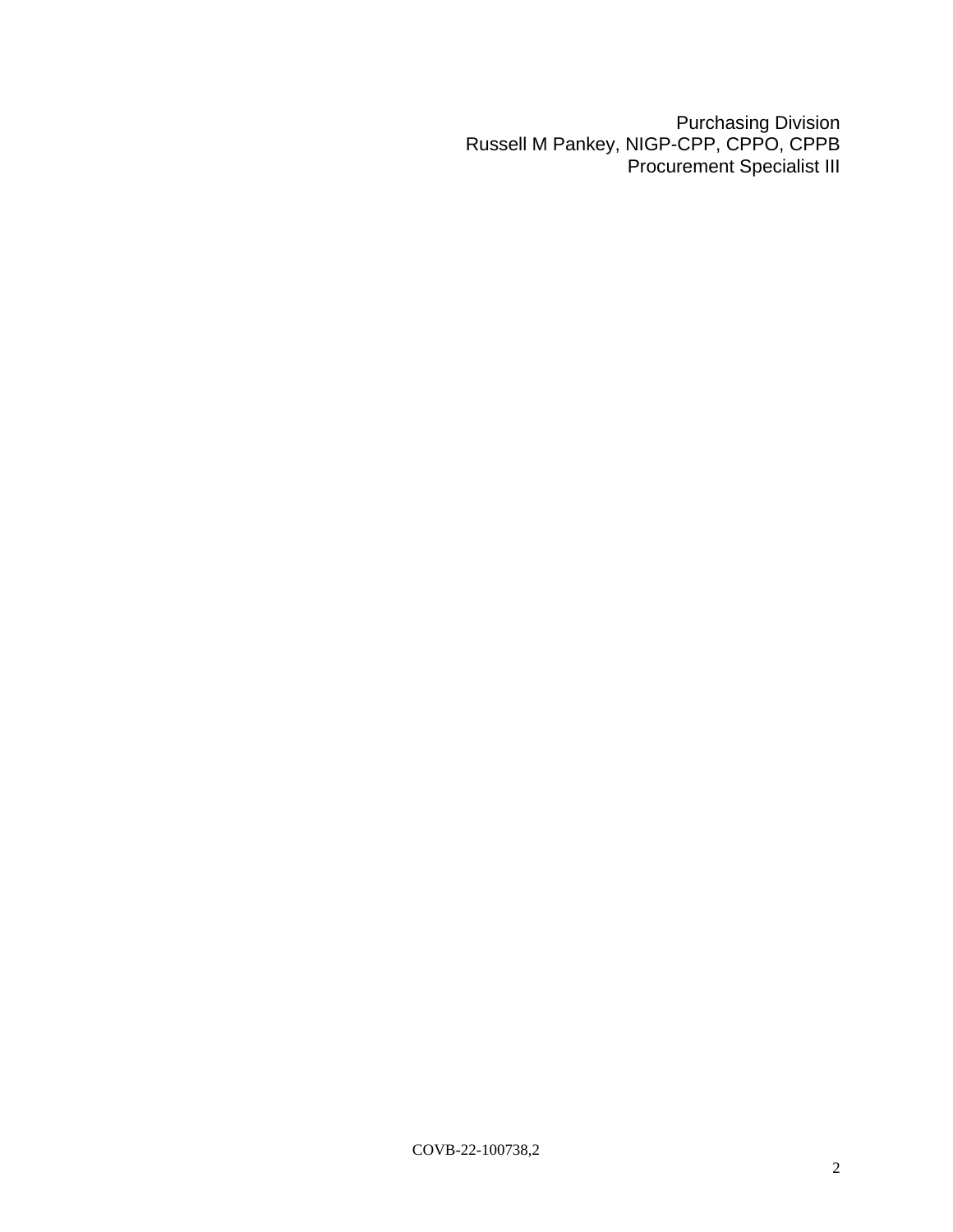Purchasing Division
Russell M Pankey, NIGP-CPP, CPPO, CPPB
Procurement Specialist III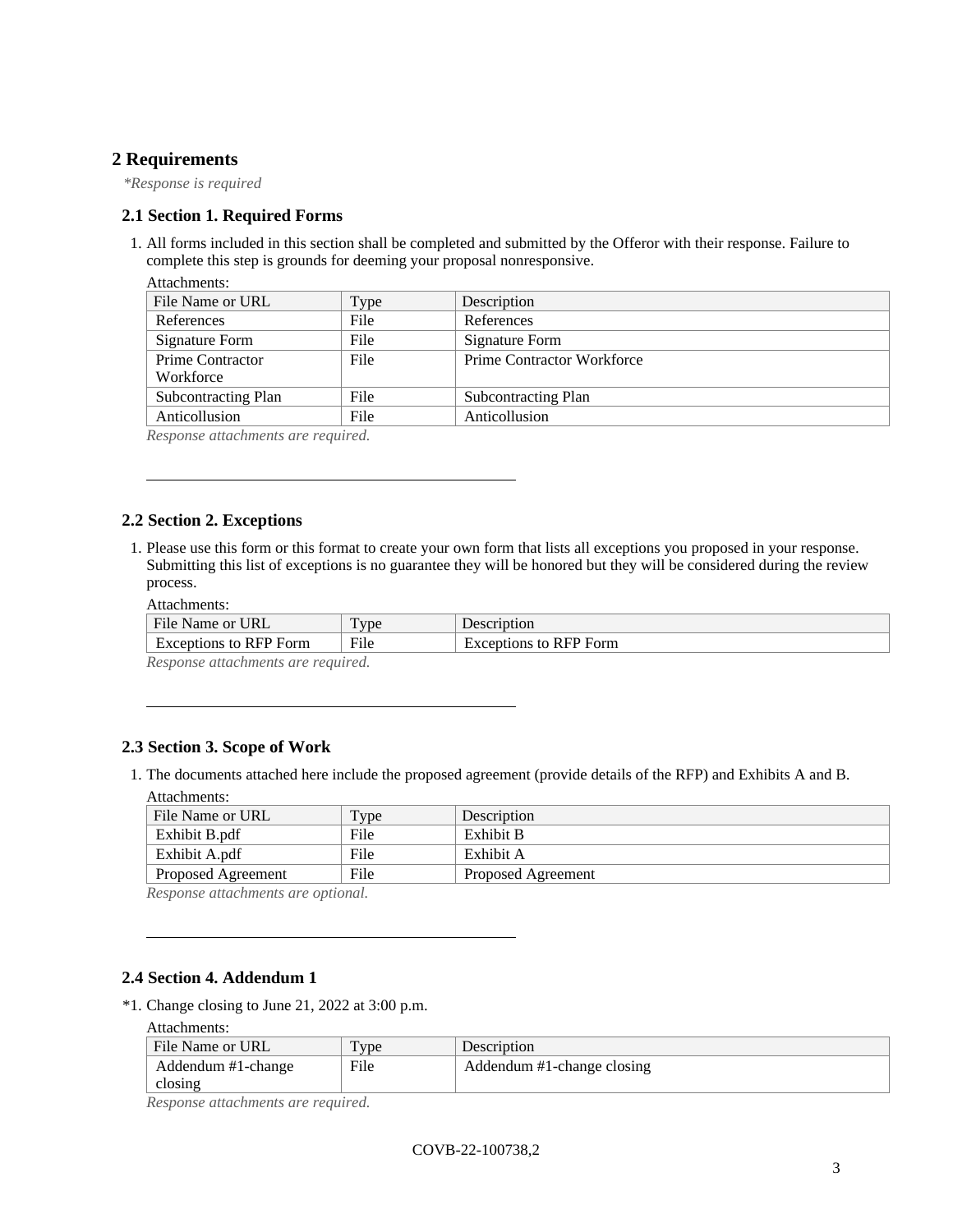## 2 Requirements

*\*Response is required*

### 2.1 Section 1. Required Forms

1. All forms included in this section shall be completed and submitted by the Offeror with their response. Failure to complete this step is grounds for deeming your proposal nonresponsive.

Attachments:

| File Name or URL | Type | Description |
| --- | --- | --- |
| References | File | References |
| Signature Form | File | Signature Form |
| Prime Contractor Workforce | File | Prime Contractor Workforce |
| Subcontracting Plan | File | Subcontracting Plan |
| Anticollusion | File | Anticollusion |

*Response attachments are required.*

---

### 2.2 Section 2. Exceptions

1. Please use this form or this format to create your own form that lists all exceptions you proposed in your response. Submitting this list of exceptions is no guarantee they will be honored but they will be considered during the review process.

Attachments:

| File Name or URL | Type | Description |
| --- | --- | --- |
| Exceptions to RFP Form | File | Exceptions to RFP Form |

*Response attachments are required.*

---

### 2.3 Section 3. Scope of Work

1. The documents attached here include the proposed agreement (provide details of the RFP) and Exhibits A and B.

Attachments:

| File Name or URL | Type | Description |
| --- | --- | --- |
| Exhibit B.pdf | File | Exhibit B |
| Exhibit A.pdf | File | Exhibit A |
| Proposed Agreement | File | Proposed Agreement |

*Response attachments are optional.*

---

### 2.4 Section 4. Addendum 1

*1. Change closing to June 21, 2022 at 3:00 p.m.

Attachments:

| File Name or URL | Type | Description |
| --- | --- | --- |
| Addendum #1-change closing | File | Addendum #1-change closing |

*Response attachments are required.*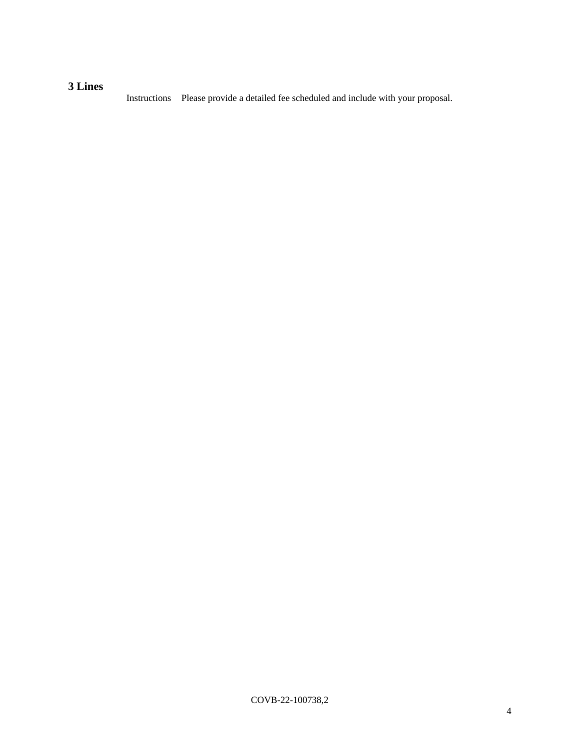## 3 Lines

| Instructions | Please provide a detailed fee scheduled and include with your proposal. |
| --- | --- |

COVB-22-100738,2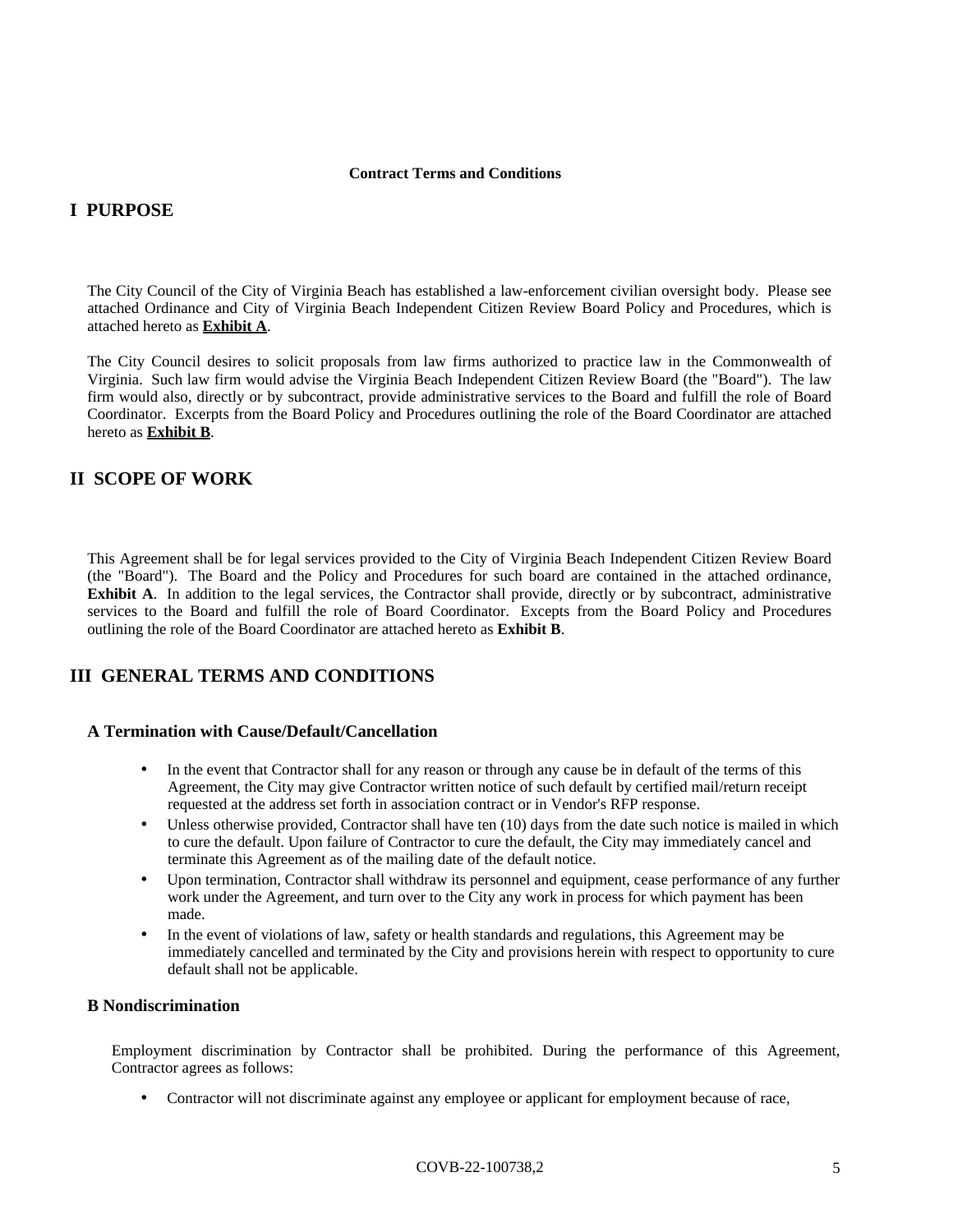**Contract Terms and Conditions**

# I PURPOSE

The City Council of the City of Virginia Beach has established a law-enforcement civilian oversight body. Please see attached Ordinance and City of Virginia Beach Independent Citizen Review Board Policy and Procedures, which is attached hereto as **Exhibit A**.

The City Council desires to solicit proposals from law firms authorized to practice law in the Commonwealth of Virginia. Such law firm would advise the Virginia Beach Independent Citizen Review Board (the "Board"). The law firm would also, directly or by subcontract, provide administrative services to the Board and fulfill the role of Board Coordinator. Excerpts from the Board Policy and Procedures outlining the role of the Board Coordinator are attached hereto as **Exhibit B**.

# II SCOPE OF WORK

This Agreement shall be for legal services provided to the City of Virginia Beach Independent Citizen Review Board (the "Board"). The Board and the Policy and Procedures for such board are contained in the attached ordinance, **Exhibit A**. In addition to the legal services, the Contractor shall provide, directly or by subcontract, administrative services to the Board and fulfill the role of Board Coordinator. Excepts from the Board Policy and Procedures outlining the role of the Board Coordinator are attached hereto as **Exhibit B**.

# III GENERAL TERMS AND CONDITIONS

## A Termination with Cause/Default/Cancellation

- In the event that Contractor shall for any reason or through any cause be in default of the terms of this Agreement, the City may give Contractor written notice of such default by certified mail/return receipt requested at the address set forth in association contract or in Vendor's RFP response.
- Unless otherwise provided, Contractor shall have ten (10) days from the date such notice is mailed in which to cure the default. Upon failure of Contractor to cure the default, the City may immediately cancel and terminate this Agreement as of the mailing date of the default notice.
- Upon termination, Contractor shall withdraw its personnel and equipment, cease performance of any further work under the Agreement, and turn over to the City any work in process for which payment has been made.
- In the event of violations of law, safety or health standards and regulations, this Agreement may be immediately cancelled and terminated by the City and provisions herein with respect to opportunity to cure default shall not be applicable.

## B Nondiscrimination

Employment discrimination by Contractor shall be prohibited. During the performance of this Agreement, Contractor agrees as follows:

- Contractor will not discriminate against any employee or applicant for employment because of race,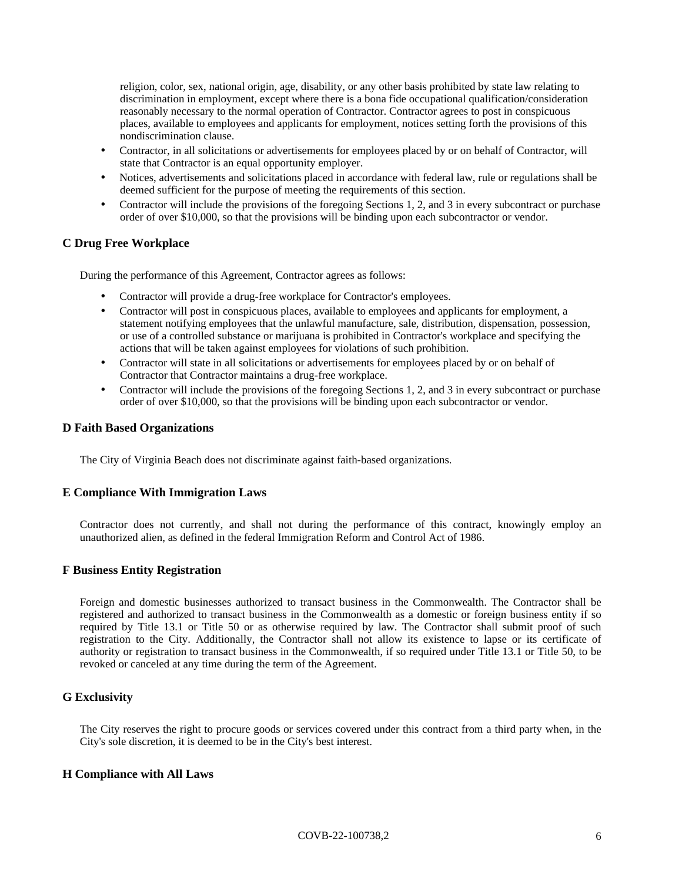religion, color, sex, national origin, age, disability, or any other basis prohibited by state law relating to discrimination in employment, except where there is a bona fide occupational qualification/consideration reasonably necessary to the normal operation of Contractor. Contractor agrees to post in conspicuous places, available to employees and applicants for employment, notices setting forth the provisions of this nondiscrimination clause.

- Contractor, in all solicitations or advertisements for employees placed by or on behalf of Contractor, will state that Contractor is an equal opportunity employer.
- Notices, advertisements and solicitations placed in accordance with federal law, rule or regulations shall be deemed sufficient for the purpose of meeting the requirements of this section.
- Contractor will include the provisions of the foregoing Sections 1, 2, and 3 in every subcontract or purchase order of over $10,000, so that the provisions will be binding upon each subcontractor or vendor.

### C Drug Free Workplace

During the performance of this Agreement, Contractor agrees as follows:

- Contractor will provide a drug-free workplace for Contractor's employees.
- Contractor will post in conspicuous places, available to employees and applicants for employment, a statement notifying employees that the unlawful manufacture, sale, distribution, dispensation, possession, or use of a controlled substance or marijuana is prohibited in Contractor's workplace and specifying the actions that will be taken against employees for violations of such prohibition.
- Contractor will state in all solicitations or advertisements for employees placed by or on behalf of Contractor that Contractor maintains a drug-free workplace.
- Contractor will include the provisions of the foregoing Sections 1, 2, and 3 in every subcontract or purchase order of over $10,000, so that the provisions will be binding upon each subcontractor or vendor.

### D Faith Based Organizations

The City of Virginia Beach does not discriminate against faith-based organizations.

### E Compliance With Immigration Laws

Contractor does not currently, and shall not during the performance of this contract, knowingly employ an unauthorized alien, as defined in the federal Immigration Reform and Control Act of 1986.

### F Business Entity Registration

Foreign and domestic businesses authorized to transact business in the Commonwealth. The Contractor shall be registered and authorized to transact business in the Commonwealth as a domestic or foreign business entity if so required by Title 13.1 or Title 50 or as otherwise required by law. The Contractor shall submit proof of such registration to the City. Additionally, the Contractor shall not allow its existence to lapse or its certificate of authority or registration to transact business in the Commonwealth, if so required under Title 13.1 or Title 50, to be revoked or canceled at any time during the term of the Agreement.

### G Exclusivity

The City reserves the right to procure goods or services covered under this contract from a third party when, in the City's sole discretion, it is deemed to be in the City's best interest.

### H Compliance with All Laws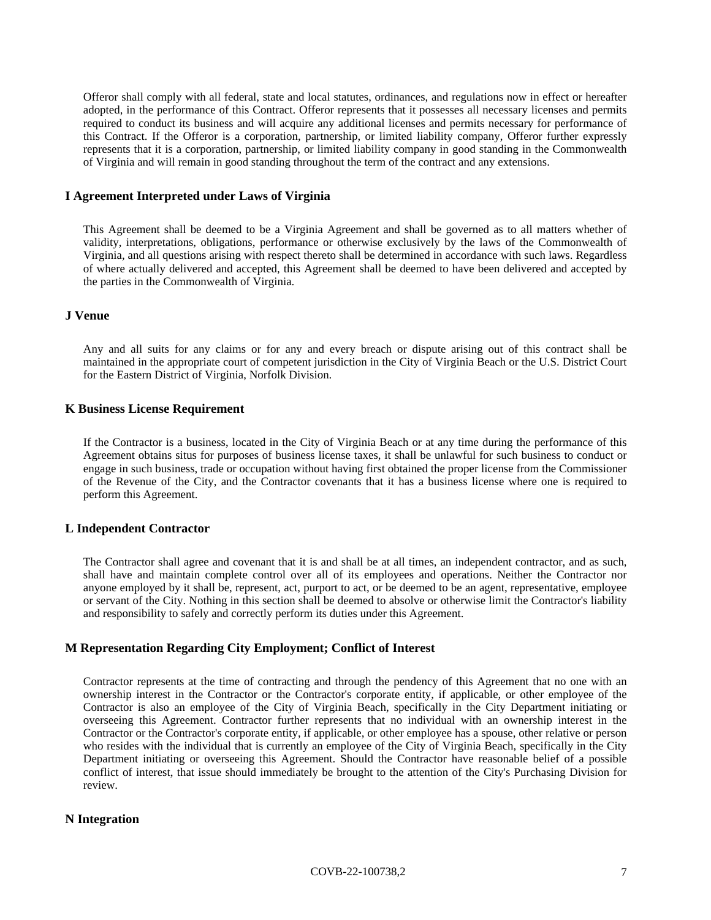Offeror shall comply with all federal, state and local statutes, ordinances, and regulations now in effect or hereafter adopted, in the performance of this Contract. Offeror represents that it possesses all necessary licenses and permits required to conduct its business and will acquire any additional licenses and permits necessary for performance of this Contract. If the Offeror is a corporation, partnership, or limited liability company, Offeror further expressly represents that it is a corporation, partnership, or limited liability company in good standing in the Commonwealth of Virginia and will remain in good standing throughout the term of the contract and any extensions.

## I Agreement Interpreted under Laws of Virginia

This Agreement shall be deemed to be a Virginia Agreement and shall be governed as to all matters whether of validity, interpretations, obligations, performance or otherwise exclusively by the laws of the Commonwealth of Virginia, and all questions arising with respect thereto shall be determined in accordance with such laws. Regardless of where actually delivered and accepted, this Agreement shall be deemed to have been delivered and accepted by the parties in the Commonwealth of Virginia.

## J Venue

Any and all suits for any claims or for any and every breach or dispute arising out of this contract shall be maintained in the appropriate court of competent jurisdiction in the City of Virginia Beach or the U.S. District Court for the Eastern District of Virginia, Norfolk Division.

## K Business License Requirement

If the Contractor is a business, located in the City of Virginia Beach or at any time during the performance of this Agreement obtains situs for purposes of business license taxes, it shall be unlawful for such business to conduct or engage in such business, trade or occupation without having first obtained the proper license from the Commissioner of the Revenue of the City, and the Contractor covenants that it has a business license where one is required to perform this Agreement.

## L Independent Contractor

The Contractor shall agree and covenant that it is and shall be at all times, an independent contractor, and as such, shall have and maintain complete control over all of its employees and operations. Neither the Contractor nor anyone employed by it shall be, represent, act, purport to act, or be deemed to be an agent, representative, employee or servant of the City. Nothing in this section shall be deemed to absolve or otherwise limit the Contractor's liability and responsibility to safely and correctly perform its duties under this Agreement.

## M Representation Regarding City Employment; Conflict of Interest

Contractor represents at the time of contracting and through the pendency of this Agreement that no one with an ownership interest in the Contractor or the Contractor's corporate entity, if applicable, or other employee of the Contractor is also an employee of the City of Virginia Beach, specifically in the City Department initiating or overseeing this Agreement. Contractor further represents that no individual with an ownership interest in the Contractor or the Contractor's corporate entity, if applicable, or other employee has a spouse, other relative or person who resides with the individual that is currently an employee of the City of Virginia Beach, specifically in the City Department initiating or overseeing this Agreement. Should the Contractor have reasonable belief of a possible conflict of interest, that issue should immediately be brought to the attention of the City's Purchasing Division for review.

## N Integration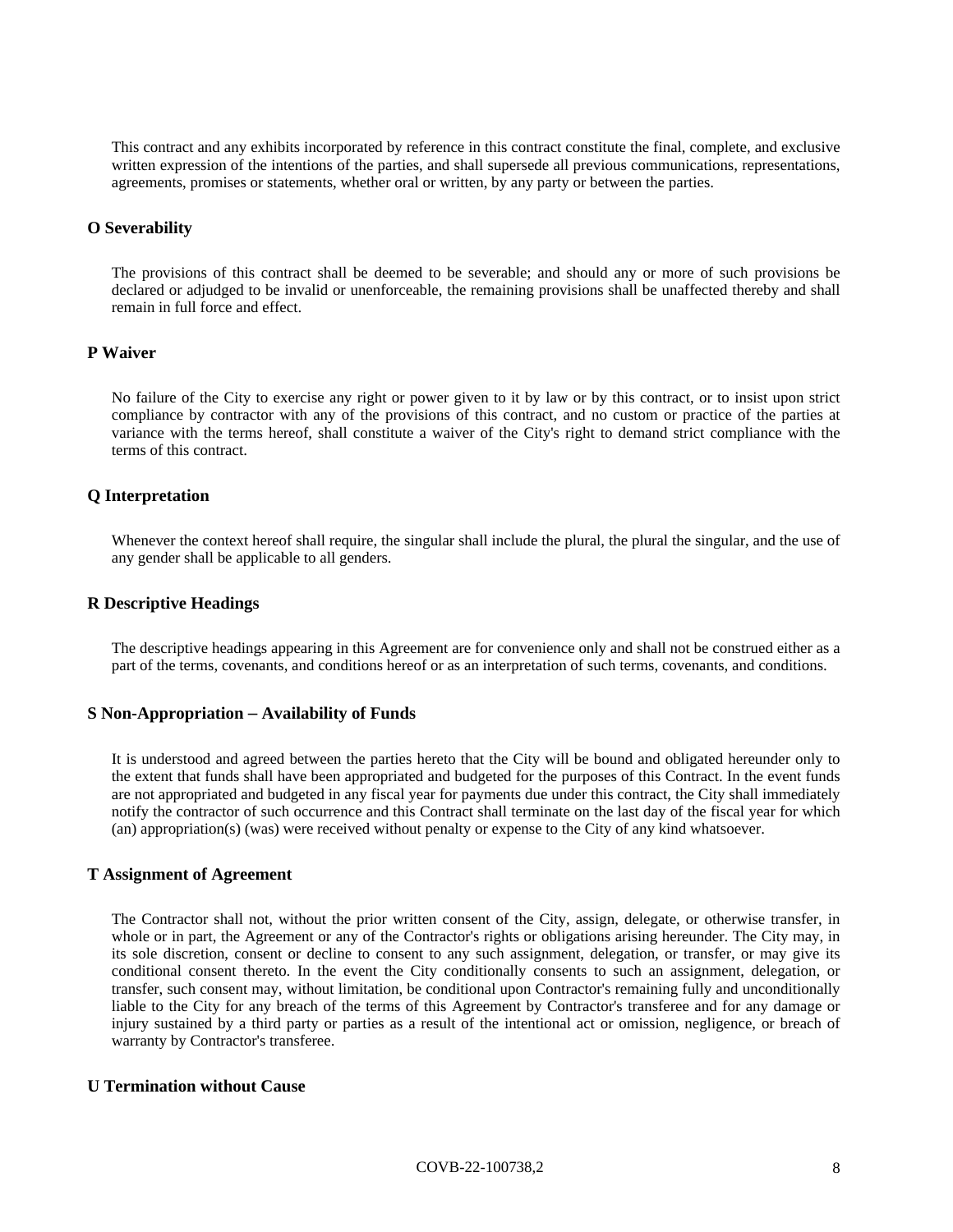This contract and any exhibits incorporated by reference in this contract constitute the final, complete, and exclusive written expression of the intentions of the parties, and shall supersede all previous communications, representations, agreements, promises or statements, whether oral or written, by any party or between the parties.

### O Severability

The provisions of this contract shall be deemed to be severable; and should any or more of such provisions be declared or adjudged to be invalid or unenforceable, the remaining provisions shall be unaffected thereby and shall remain in full force and effect.

### P Waiver

No failure of the City to exercise any right or power given to it by law or by this contract, or to insist upon strict compliance by contractor with any of the provisions of this contract, and no custom or practice of the parties at variance with the terms hereof, shall constitute a waiver of the City's right to demand strict compliance with the terms of this contract.

### Q Interpretation

Whenever the context hereof shall require, the singular shall include the plural, the plural the singular, and the use of any gender shall be applicable to all genders.

### R Descriptive Headings

The descriptive headings appearing in this Agreement are for convenience only and shall not be construed either as a part of the terms, covenants, and conditions hereof or as an interpretation of such terms, covenants, and conditions.

### S Non-Appropriation – Availability of Funds

It is understood and agreed between the parties hereto that the City will be bound and obligated hereunder only to the extent that funds shall have been appropriated and budgeted for the purposes of this Contract. In the event funds are not appropriated and budgeted in any fiscal year for payments due under this contract, the City shall immediately notify the contractor of such occurrence and this Contract shall terminate on the last day of the fiscal year for which (an) appropriation(s) (was) were received without penalty or expense to the City of any kind whatsoever.

### T Assignment of Agreement

The Contractor shall not, without the prior written consent of the City, assign, delegate, or otherwise transfer, in whole or in part, the Agreement or any of the Contractor's rights or obligations arising hereunder. The City may, in its sole discretion, consent or decline to consent to any such assignment, delegation, or transfer, or may give its conditional consent thereto. In the event the City conditionally consents to such an assignment, delegation, or transfer, such consent may, without limitation, be conditional upon Contractor's remaining fully and unconditionally liable to the City for any breach of the terms of this Agreement by Contractor's transferee and for any damage or injury sustained by a third party or parties as a result of the intentional act or omission, negligence, or breach of warranty by Contractor's transferee.

### U Termination without Cause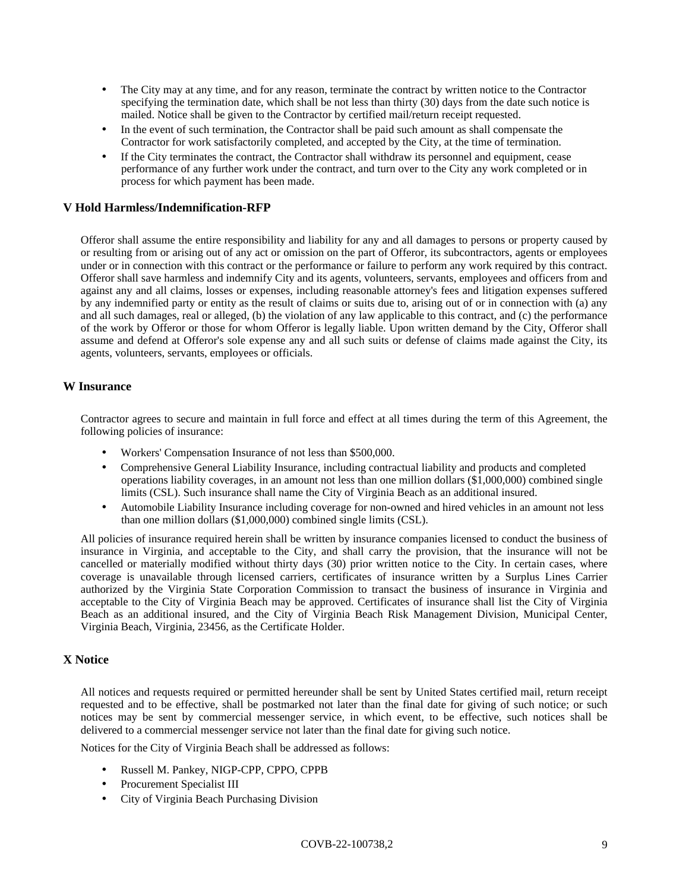- The City may at any time, and for any reason, terminate the contract by written notice to the Contractor specifying the termination date, which shall be not less than thirty (30) days from the date such notice is mailed. Notice shall be given to the Contractor by certified mail/return receipt requested.
- In the event of such termination, the Contractor shall be paid such amount as shall compensate the Contractor for work satisfactorily completed, and accepted by the City, at the time of termination.
- If the City terminates the contract, the Contractor shall withdraw its personnel and equipment, cease performance of any further work under the contract, and turn over to the City any work completed or in process for which payment has been made.

### V Hold Harmless/Indemnification-RFP

Offeror shall assume the entire responsibility and liability for any and all damages to persons or property caused by or resulting from or arising out of any act or omission on the part of Offeror, its subcontractors, agents or employees under or in connection with this contract or the performance or failure to perform any work required by this contract. Offeror shall save harmless and indemnify City and its agents, volunteers, servants, employees and officers from and against any and all claims, losses or expenses, including reasonable attorney's fees and litigation expenses suffered by any indemnified party or entity as the result of claims or suits due to, arising out of or in connection with (a) any and all such damages, real or alleged, (b) the violation of any law applicable to this contract, and (c) the performance of the work by Offeror or those for whom Offeror is legally liable. Upon written demand by the City, Offeror shall assume and defend at Offeror's sole expense any and all such suits or defense of claims made against the City, its agents, volunteers, servants, employees or officials.

### W Insurance

Contractor agrees to secure and maintain in full force and effect at all times during the term of this Agreement, the following policies of insurance:

- Workers' Compensation Insurance of not less than $500,000.
- Comprehensive General Liability Insurance, including contractual liability and products and completed operations liability coverages, in an amount not less than one million dollars ($1,000,000) combined single limits (CSL). Such insurance shall name the City of Virginia Beach as an additional insured.
- Automobile Liability Insurance including coverage for non-owned and hired vehicles in an amount not less than one million dollars ($1,000,000) combined single limits (CSL).

All policies of insurance required herein shall be written by insurance companies licensed to conduct the business of insurance in Virginia, and acceptable to the City, and shall carry the provision, that the insurance will not be cancelled or materially modified without thirty days (30) prior written notice to the City. In certain cases, where coverage is unavailable through licensed carriers, certificates of insurance written by a Surplus Lines Carrier authorized by the Virginia State Corporation Commission to transact the business of insurance in Virginia and acceptable to the City of Virginia Beach may be approved. Certificates of insurance shall list the City of Virginia Beach as an additional insured, and the City of Virginia Beach Risk Management Division, Municipal Center, Virginia Beach, Virginia, 23456, as the Certificate Holder.

### X Notice

All notices and requests required or permitted hereunder shall be sent by United States certified mail, return receipt requested and to be effective, shall be postmarked not later than the final date for giving of such notice; or such notices may be sent by commercial messenger service, in which event, to be effective, such notices shall be delivered to a commercial messenger service not later than the final date for giving such notice.

Notices for the City of Virginia Beach shall be addressed as follows:

- Russell M. Pankey, NIGP-CPP, CPPO, CPPB
- Procurement Specialist III
- City of Virginia Beach Purchasing Division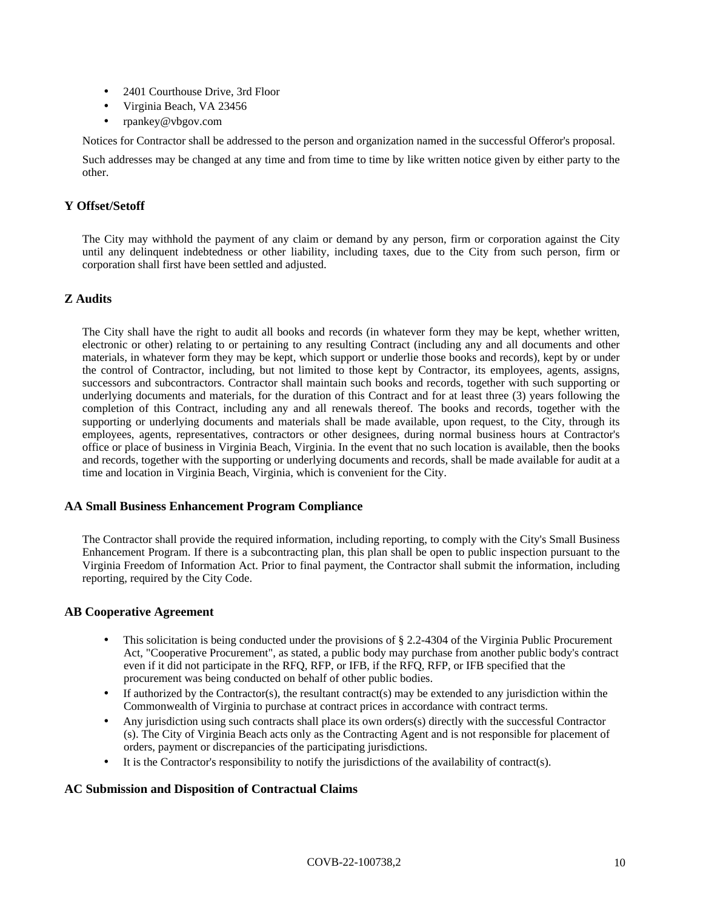- 2401 Courthouse Drive, 3rd Floor
- Virginia Beach, VA 23456
- rpankey@vbgov.com

Notices for Contractor shall be addressed to the person and organization named in the successful Offeror's proposal.

Such addresses may be changed at any time and from time to time by like written notice given by either party to the other.

### Y Offset/Setoff

The City may withhold the payment of any claim or demand by any person, firm or corporation against the City until any delinquent indebtedness or other liability, including taxes, due to the City from such person, firm or corporation shall first have been settled and adjusted.

### Z Audits

The City shall have the right to audit all books and records (in whatever form they may be kept, whether written, electronic or other) relating to or pertaining to any resulting Contract (including any and all documents and other materials, in whatever form they may be kept, which support or underlie those books and records), kept by or under the control of Contractor, including, but not limited to those kept by Contractor, its employees, agents, assigns, successors and subcontractors. Contractor shall maintain such books and records, together with such supporting or underlying documents and materials, for the duration of this Contract and for at least three (3) years following the completion of this Contract, including any and all renewals thereof. The books and records, together with the supporting or underlying documents and materials shall be made available, upon request, to the City, through its employees, agents, representatives, contractors or other designees, during normal business hours at Contractor's office or place of business in Virginia Beach, Virginia. In the event that no such location is available, then the books and records, together with the supporting or underlying documents and records, shall be made available for audit at a time and location in Virginia Beach, Virginia, which is convenient for the City.

### AA Small Business Enhancement Program Compliance

The Contractor shall provide the required information, including reporting, to comply with the City's Small Business Enhancement Program. If there is a subcontracting plan, this plan shall be open to public inspection pursuant to the Virginia Freedom of Information Act. Prior to final payment, the Contractor shall submit the information, including reporting, required by the City Code.

### AB Cooperative Agreement

- This solicitation is being conducted under the provisions of § 2.2-4304 of the Virginia Public Procurement Act, "Cooperative Procurement", as stated, a public body may purchase from another public body's contract even if it did not participate in the RFQ, RFP, or IFB, if the RFQ, RFP, or IFB specified that the procurement was being conducted on behalf of other public bodies.
- If authorized by the Contractor(s), the resultant contract(s) may be extended to any jurisdiction within the Commonwealth of Virginia to purchase at contract prices in accordance with contract terms.
- Any jurisdiction using such contracts shall place its own orders(s) directly with the successful Contractor (s). The City of Virginia Beach acts only as the Contracting Agent and is not responsible for placement of orders, payment or discrepancies of the participating jurisdictions.
- It is the Contractor's responsibility to notify the jurisdictions of the availability of contract(s).

### AC Submission and Disposition of Contractual Claims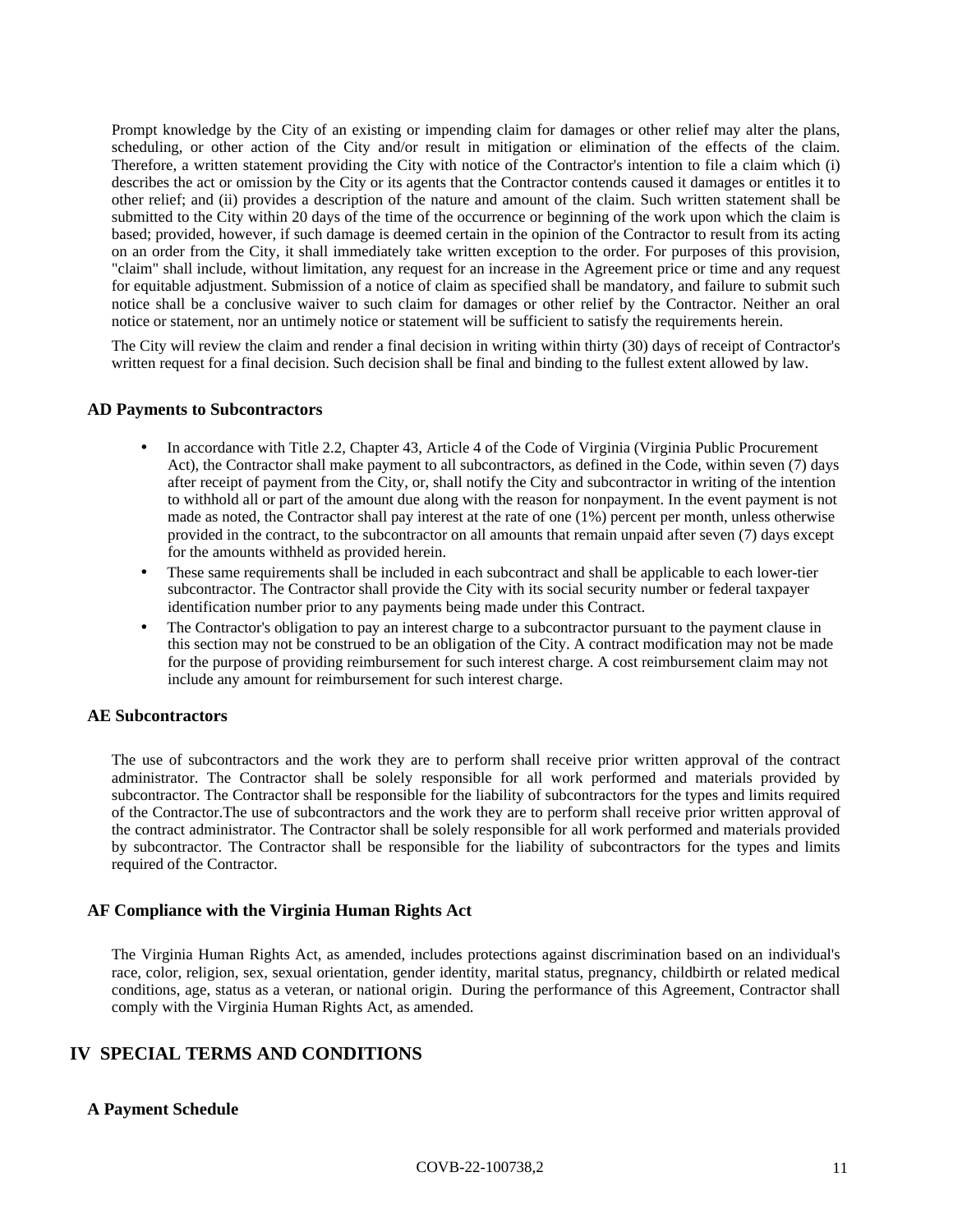Prompt knowledge by the City of an existing or impending claim for damages or other relief may alter the plans, scheduling, or other action of the City and/or result in mitigation or elimination of the effects of the claim. Therefore, a written statement providing the City with notice of the Contractor's intention to file a claim which (i) describes the act or omission by the City or its agents that the Contractor contends caused it damages or entitles it to other relief; and (ii) provides a description of the nature and amount of the claim. Such written statement shall be submitted to the City within 20 days of the time of the occurrence or beginning of the work upon which the claim is based; provided, however, if such damage is deemed certain in the opinion of the Contractor to result from its acting on an order from the City, it shall immediately take written exception to the order. For purposes of this provision, "claim" shall include, without limitation, any request for an increase in the Agreement price or time and any request for equitable adjustment. Submission of a notice of claim as specified shall be mandatory, and failure to submit such notice shall be a conclusive waiver to such claim for damages or other relief by the Contractor. Neither an oral notice or statement, nor an untimely notice or statement will be sufficient to satisfy the requirements herein.

The City will review the claim and render a final decision in writing within thirty (30) days of receipt of Contractor's written request for a final decision. Such decision shall be final and binding to the fullest extent allowed by law.

### AD Payments to Subcontractors

- In accordance with Title 2.2, Chapter 43, Article 4 of the Code of Virginia (Virginia Public Procurement Act), the Contractor shall make payment to all subcontractors, as defined in the Code, within seven (7) days after receipt of payment from the City, or, shall notify the City and subcontractor in writing of the intention to withhold all or part of the amount due along with the reason for nonpayment. In the event payment is not made as noted, the Contractor shall pay interest at the rate of one (1%) percent per month, unless otherwise provided in the contract, to the subcontractor on all amounts that remain unpaid after seven (7) days except for the amounts withheld as provided herein.
- These same requirements shall be included in each subcontract and shall be applicable to each lower-tier subcontractor. The Contractor shall provide the City with its social security number or federal taxpayer identification number prior to any payments being made under this Contract.
- The Contractor's obligation to pay an interest charge to a subcontractor pursuant to the payment clause in this section may not be construed to be an obligation of the City. A contract modification may not be made for the purpose of providing reimbursement for such interest charge. A cost reimbursement claim may not include any amount for reimbursement for such interest charge.

### AE Subcontractors

The use of subcontractors and the work they are to perform shall receive prior written approval of the contract administrator. The Contractor shall be solely responsible for all work performed and materials provided by subcontractor. The Contractor shall be responsible for the liability of subcontractors for the types and limits required of the Contractor.The use of subcontractors and the work they are to perform shall receive prior written approval of the contract administrator. The Contractor shall be solely responsible for all work performed and materials provided by subcontractor. The Contractor shall be responsible for the liability of subcontractors for the types and limits required of the Contractor.

### AF Compliance with the Virginia Human Rights Act

The Virginia Human Rights Act, as amended, includes protections against discrimination based on an individual's race, color, religion, sex, sexual orientation, gender identity, marital status, pregnancy, childbirth or related medical conditions, age, status as a veteran, or national origin. During the performance of this Agreement, Contractor shall comply with the Virginia Human Rights Act, as amended.

## IV SPECIAL TERMS AND CONDITIONS

### A Payment Schedule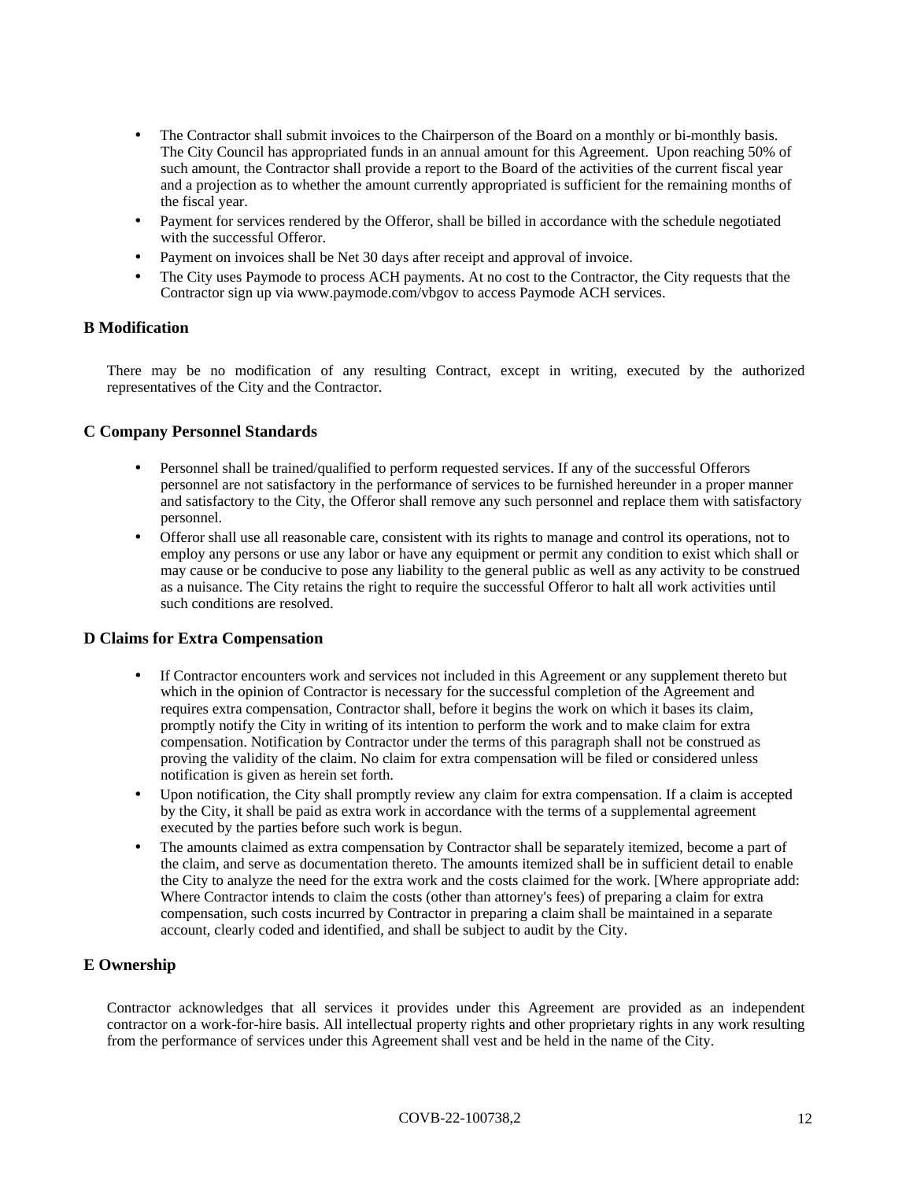- The Contractor shall submit invoices to the Chairperson of the Board on a monthly or bi-monthly basis. The City Council has appropriated funds in an annual amount for this Agreement. Upon reaching 50% of such amount, the Contractor shall provide a report to the Board of the activities of the current fiscal year and a projection as to whether the amount currently appropriated is sufficient for the remaining months of the fiscal year.
- Payment for services rendered by the Offeror, shall be billed in accordance with the schedule negotiated with the successful Offeror.
- Payment on invoices shall be Net 30 days after receipt and approval of invoice.
- The City uses Paymode to process ACH payments. At no cost to the Contractor, the City requests that the Contractor sign up via www.paymode.com/vbgov to access Paymode ACH services.

### B Modification

There may be no modification of any resulting Contract, except in writing, executed by the authorized representatives of the City and the Contractor.

### C Company Personnel Standards

- Personnel shall be trained/qualified to perform requested services. If any of the successful Offerors personnel are not satisfactory in the performance of services to be furnished hereunder in a proper manner and satisfactory to the City, the Offeror shall remove any such personnel and replace them with satisfactory personnel.
- Offeror shall use all reasonable care, consistent with its rights to manage and control its operations, not to employ any persons or use any labor or have any equipment or permit any condition to exist which shall or may cause or be conducive to pose any liability to the general public as well as any activity to be construed as a nuisance. The City retains the right to require the successful Offeror to halt all work activities until such conditions are resolved.

### D Claims for Extra Compensation

- If Contractor encounters work and services not included in this Agreement or any supplement thereto but which in the opinion of Contractor is necessary for the successful completion of the Agreement and requires extra compensation, Contractor shall, before it begins the work on which it bases its claim, promptly notify the City in writing of its intention to perform the work and to make claim for extra compensation. Notification by Contractor under the terms of this paragraph shall not be construed as proving the validity of the claim. No claim for extra compensation will be filed or considered unless notification is given as herein set forth.
- Upon notification, the City shall promptly review any claim for extra compensation. If a claim is accepted by the City, it shall be paid as extra work in accordance with the terms of a supplemental agreement executed by the parties before such work is begun.
- The amounts claimed as extra compensation by Contractor shall be separately itemized, become a part of the claim, and serve as documentation thereto. The amounts itemized shall be in sufficient detail to enable the City to analyze the need for the extra work and the costs claimed for the work. [Where appropriate add: Where Contractor intends to claim the costs (other than attorney's fees) of preparing a claim for extra compensation, such costs incurred by Contractor in preparing a claim shall be maintained in a separate account, clearly coded and identified, and shall be subject to audit by the City.

### E Ownership

Contractor acknowledges that all services it provides under this Agreement are provided as an independent contractor on a work-for-hire basis. All intellectual property rights and other proprietary rights in any work resulting from the performance of services under this Agreement shall vest and be held in the name of the City.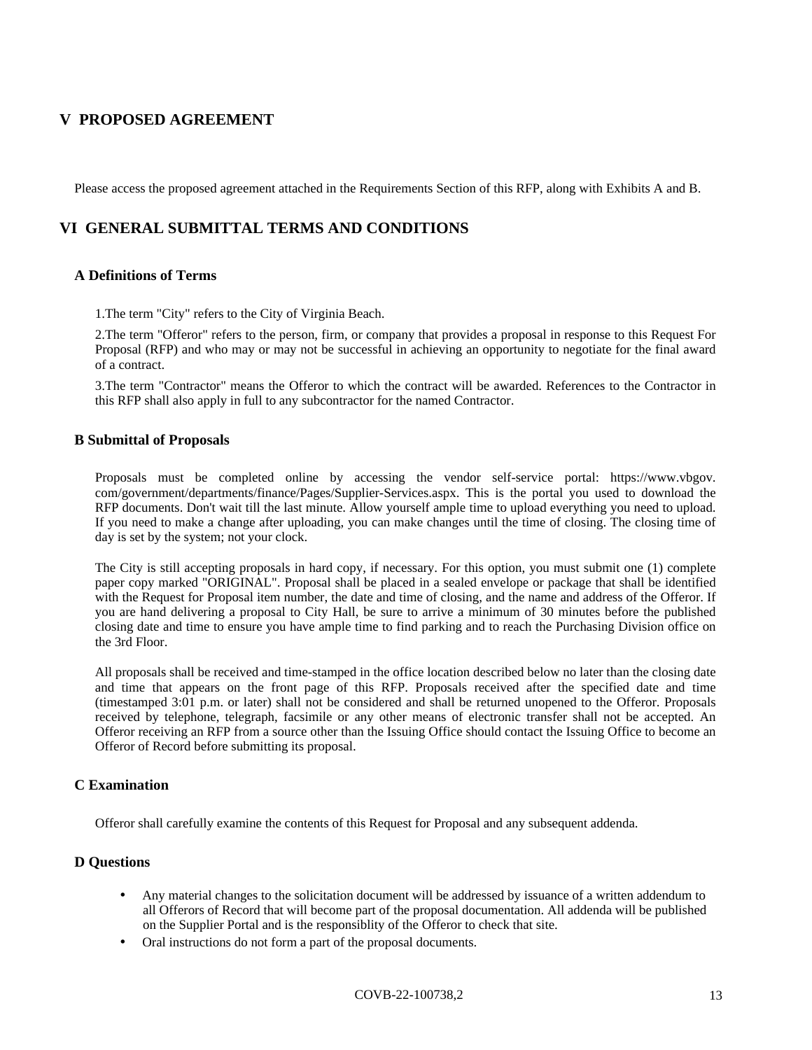# V PROPOSED AGREEMENT

Please access the proposed agreement attached in the Requirements Section of this RFP, along with Exhibits A and B.

# VI GENERAL SUBMITTAL TERMS AND CONDITIONS

## A Definitions of Terms

1.The term "City" refers to the City of Virginia Beach.

2.The term "Offeror" refers to the person, firm, or company that provides a proposal in response to this Request For Proposal (RFP) and who may or may not be successful in achieving an opportunity to negotiate for the final award of a contract.

3.The term "Contractor" means the Offeror to which the contract will be awarded. References to the Contractor in this RFP shall also apply in full to any subcontractor for the named Contractor.

## B Submittal of Proposals

Proposals must be completed online by accessing the vendor self-service portal: https://www.vbgov.com/government/departments/finance/Pages/Supplier-Services.aspx. This is the portal you used to download the RFP documents. Don't wait till the last minute. Allow yourself ample time to upload everything you need to upload. If you need to make a change after uploading, you can make changes until the time of closing. The closing time of day is set by the system; not your clock.

The City is still accepting proposals in hard copy, if necessary. For this option, you must submit one (1) complete paper copy marked "ORIGINAL". Proposal shall be placed in a sealed envelope or package that shall be identified with the Request for Proposal item number, the date and time of closing, and the name and address of the Offeror. If you are hand delivering a proposal to City Hall, be sure to arrive a minimum of 30 minutes before the published closing date and time to ensure you have ample time to find parking and to reach the Purchasing Division office on the 3rd Floor.

All proposals shall be received and time-stamped in the office location described below no later than the closing date and time that appears on the front page of this RFP. Proposals received after the specified date and time (timestamped 3:01 p.m. or later) shall not be considered and shall be returned unopened to the Offeror. Proposals received by telephone, telegraph, facsimile or any other means of electronic transfer shall not be accepted. An Offeror receiving an RFP from a source other than the Issuing Office should contact the Issuing Office to become an Offeror of Record before submitting its proposal.

## C Examination

Offeror shall carefully examine the contents of this Request for Proposal and any subsequent addenda.

## D Questions

- Any material changes to the solicitation document will be addressed by issuance of a written addendum to all Offerors of Record that will become part of the proposal documentation. All addenda will be published on the Supplier Portal and is the responsiblity of the Offeror to check that site.
- Oral instructions do not form a part of the proposal documents.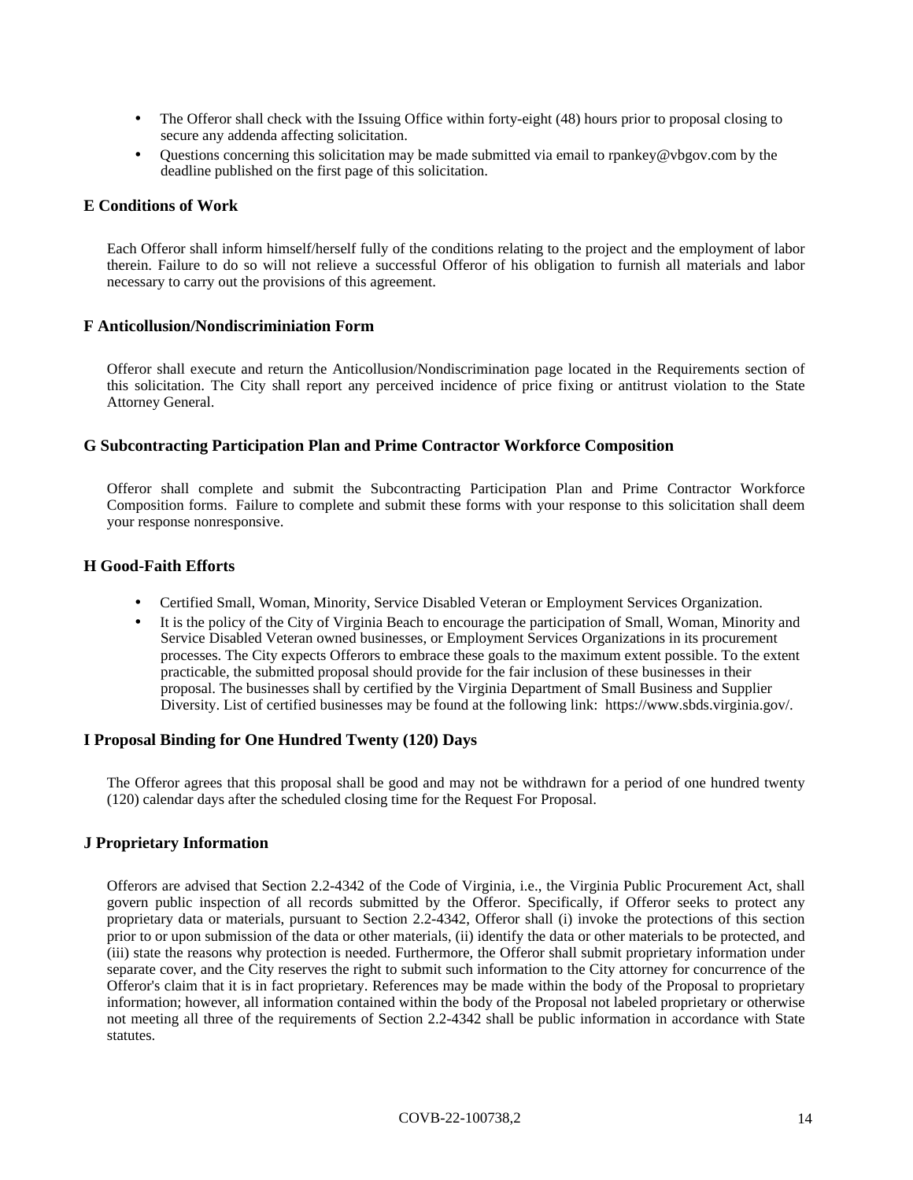- The Offeror shall check with the Issuing Office within forty-eight (48) hours prior to proposal closing to secure any addenda affecting solicitation.
- Questions concerning this solicitation may be made submitted via email to rpankey@vbgov.com by the deadline published on the first page of this solicitation.

### E Conditions of Work

Each Offeror shall inform himself/herself fully of the conditions relating to the project and the employment of labor therein. Failure to do so will not relieve a successful Offeror of his obligation to furnish all materials and labor necessary to carry out the provisions of this agreement.

### F Anticollusion/Nondiscriminiation Form

Offeror shall execute and return the Anticollusion/Nondiscrimination page located in the Requirements section of this solicitation. The City shall report any perceived incidence of price fixing or antitrust violation to the State Attorney General.

### G Subcontracting Participation Plan and Prime Contractor Workforce Composition

Offeror shall complete and submit the Subcontracting Participation Plan and Prime Contractor Workforce Composition forms. Failure to complete and submit these forms with your response to this solicitation shall deem your response nonresponsive.

### H Good-Faith Efforts

- Certified Small, Woman, Minority, Service Disabled Veteran or Employment Services Organization.
- It is the policy of the City of Virginia Beach to encourage the participation of Small, Woman, Minority and Service Disabled Veteran owned businesses, or Employment Services Organizations in its procurement processes. The City expects Offerors to embrace these goals to the maximum extent possible. To the extent practicable, the submitted proposal should provide for the fair inclusion of these businesses in their proposal. The businesses shall by certified by the Virginia Department of Small Business and Supplier Diversity. List of certified businesses may be found at the following link: https://www.sbds.virginia.gov/.

### I Proposal Binding for One Hundred Twenty (120) Days

The Offeror agrees that this proposal shall be good and may not be withdrawn for a period of one hundred twenty (120) calendar days after the scheduled closing time for the Request For Proposal.

### J Proprietary Information

Offerors are advised that Section 2.2-4342 of the Code of Virginia, i.e., the Virginia Public Procurement Act, shall govern public inspection of all records submitted by the Offeror. Specifically, if Offeror seeks to protect any proprietary data or materials, pursuant to Section 2.2-4342, Offeror shall (i) invoke the protections of this section prior to or upon submission of the data or other materials, (ii) identify the data or other materials to be protected, and (iii) state the reasons why protection is needed. Furthermore, the Offeror shall submit proprietary information under separate cover, and the City reserves the right to submit such information to the City attorney for concurrence of the Offeror's claim that it is in fact proprietary. References may be made within the body of the Proposal to proprietary information; however, all information contained within the body of the Proposal not labeled proprietary or otherwise not meeting all three of the requirements of Section 2.2-4342 shall be public information in accordance with State statutes.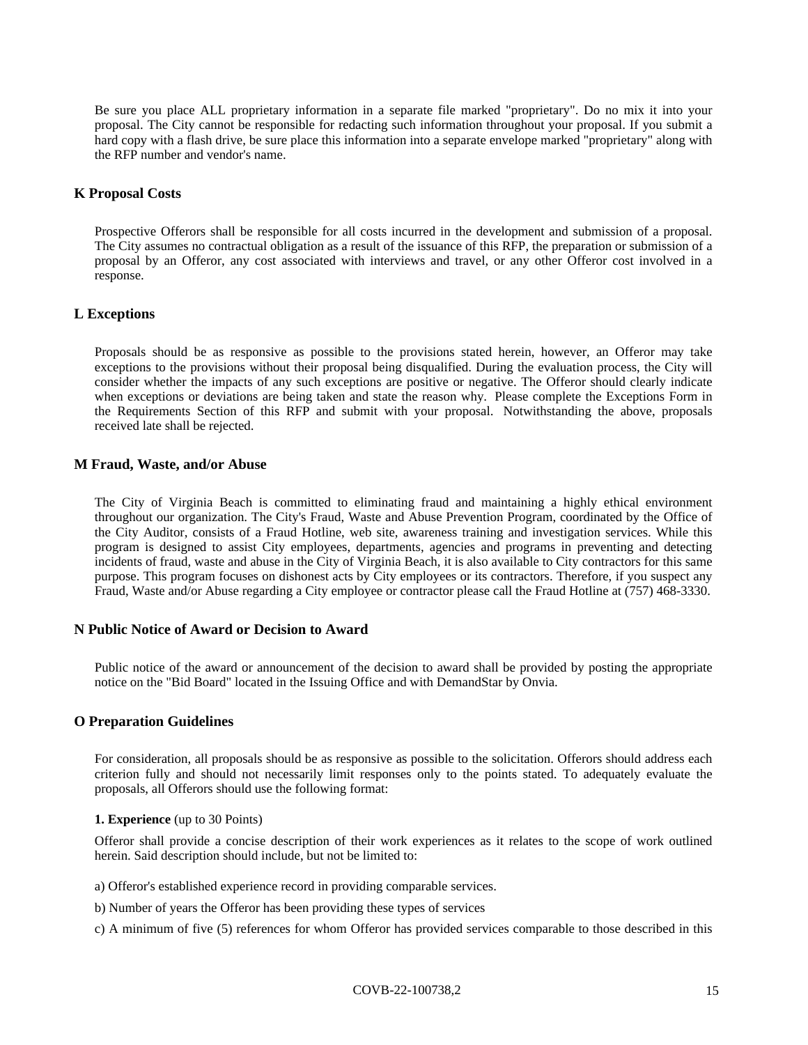Be sure you place ALL proprietary information in a separate file marked "proprietary". Do no mix it into your proposal. The City cannot be responsible for redacting such information throughout your proposal. If you submit a hard copy with a flash drive, be sure place this information into a separate envelope marked "proprietary" along with the RFP number and vendor's name.

### K Proposal Costs

Prospective Offerors shall be responsible for all costs incurred in the development and submission of a proposal. The City assumes no contractual obligation as a result of the issuance of this RFP, the preparation or submission of a proposal by an Offeror, any cost associated with interviews and travel, or any other Offeror cost involved in a response.

### L Exceptions

Proposals should be as responsive as possible to the provisions stated herein, however, an Offeror may take exceptions to the provisions without their proposal being disqualified. During the evaluation process, the City will consider whether the impacts of any such exceptions are positive or negative. The Offeror should clearly indicate when exceptions or deviations are being taken and state the reason why. Please complete the Exceptions Form in the Requirements Section of this RFP and submit with your proposal. Notwithstanding the above, proposals received late shall be rejected.

### M Fraud, Waste, and/or Abuse

The City of Virginia Beach is committed to eliminating fraud and maintaining a highly ethical environment throughout our organization. The City's Fraud, Waste and Abuse Prevention Program, coordinated by the Office of the City Auditor, consists of a Fraud Hotline, web site, awareness training and investigation services. While this program is designed to assist City employees, departments, agencies and programs in preventing and detecting incidents of fraud, waste and abuse in the City of Virginia Beach, it is also available to City contractors for this same purpose. This program focuses on dishonest acts by City employees or its contractors. Therefore, if you suspect any Fraud, Waste and/or Abuse regarding a City employee or contractor please call the Fraud Hotline at (757) 468-3330.

### N Public Notice of Award or Decision to Award

Public notice of the award or announcement of the decision to award shall be provided by posting the appropriate notice on the "Bid Board" located in the Issuing Office and with DemandStar by Onvia.

### O Preparation Guidelines

For consideration, all proposals should be as responsive as possible to the solicitation. Offerors should address each criterion fully and should not necessarily limit responses only to the points stated. To adequately evaluate the proposals, all Offerors should use the following format:

**1. Experience** (up to 30 Points)

Offeror shall provide a concise description of their work experiences as it relates to the scope of work outlined herein. Said description should include, but not be limited to:

a) Offeror's established experience record in providing comparable services.

b) Number of years the Offeror has been providing these types of services

c) A minimum of five (5) references for whom Offeror has provided services comparable to those described in this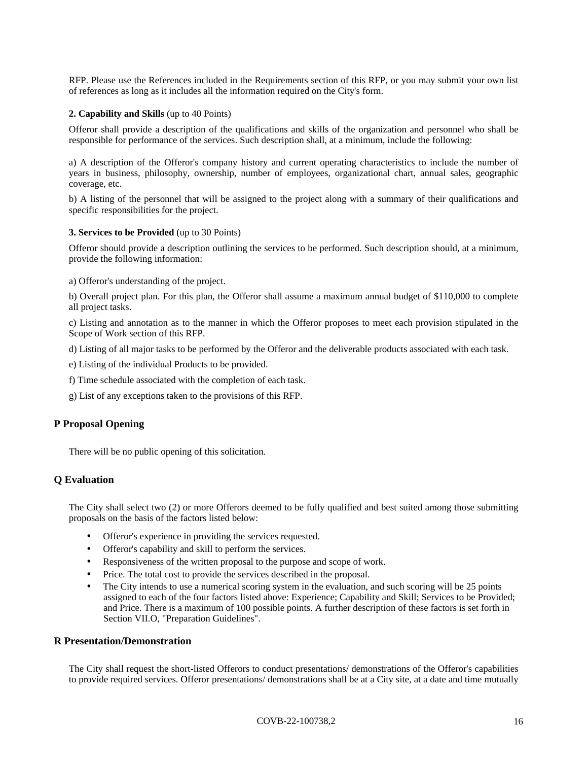RFP. Please use the References included in the Requirements section of this RFP, or you may submit your own list of references as long as it includes all the information required on the City's form.

**2. Capability and Skills** (up to 40 Points)

Offeror shall provide a description of the qualifications and skills of the organization and personnel who shall be responsible for performance of the services. Such description shall, at a minimum, include the following:

a) A description of the Offeror's company history and current operating characteristics to include the number of years in business, philosophy, ownership, number of employees, organizational chart, annual sales, geographic coverage, etc.

b) A listing of the personnel that will be assigned to the project along with a summary of their qualifications and specific responsibilities for the project.

**3. Services to be Provided** (up to 30 Points)

Offeror should provide a description outlining the services to be performed. Such description should, at a minimum, provide the following information:

a) Offeror's understanding of the project.

b) Overall project plan. For this plan, the Offeror shall assume a maximum annual budget of $110,000 to complete all project tasks.

c) Listing and annotation as to the manner in which the Offeror proposes to meet each provision stipulated in the Scope of Work section of this RFP.

d) Listing of all major tasks to be performed by the Offeror and the deliverable products associated with each task.

e) Listing of the individual Products to be provided.

f) Time schedule associated with the completion of each task.

g) List of any exceptions taken to the provisions of this RFP.

## P Proposal Opening

There will be no public opening of this solicitation.

## Q Evaluation

The City shall select two (2) or more Offerors deemed to be fully qualified and best suited among those submitting proposals on the basis of the factors listed below:

- Offeror's experience in providing the services requested.
- Offeror's capability and skill to perform the services.
- Responsiveness of the written proposal to the purpose and scope of work.
- Price. The total cost to provide the services described in the proposal.
- The City intends to use a numerical scoring system in the evaluation, and such scoring will be 25 points assigned to each of the four factors listed above: Experience; Capability and Skill; Services to be Provided; and Price. There is a maximum of 100 possible points. A further description of these factors is set forth in Section VII.O, "Preparation Guidelines".

## R Presentation/Demonstration

The City shall request the short-listed Offerors to conduct presentations/ demonstrations of the Offeror's capabilities to provide required services. Offeror presentations/ demonstrations shall be at a City site, at a date and time mutually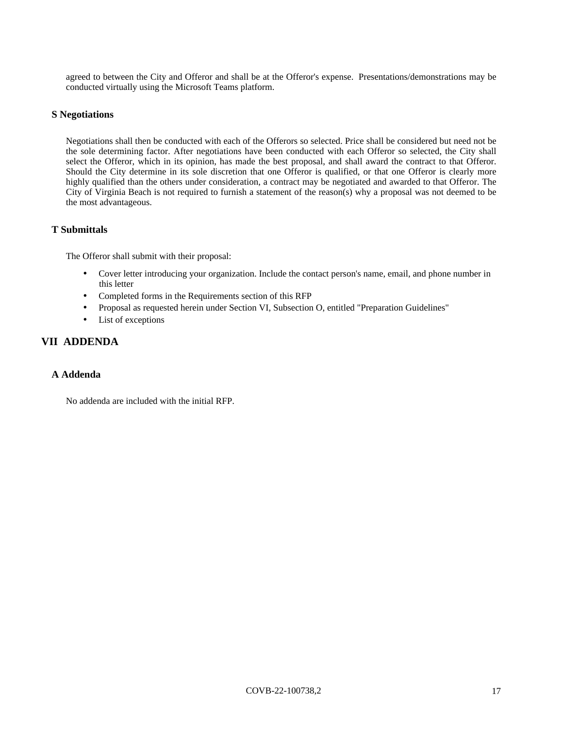agreed to between the City and Offeror and shall be at the Offeror's expense. Presentations/demonstrations may be conducted virtually using the Microsoft Teams platform.

### S Negotiations

Negotiations shall then be conducted with each of the Offerors so selected. Price shall be considered but need not be the sole determining factor. After negotiations have been conducted with each Offeror so selected, the City shall select the Offeror, which in its opinion, has made the best proposal, and shall award the contract to that Offeror. Should the City determine in its sole discretion that one Offeror is qualified, or that one Offeror is clearly more highly qualified than the others under consideration, a contract may be negotiated and awarded to that Offeror. The City of Virginia Beach is not required to furnish a statement of the reason(s) why a proposal was not deemed to be the most advantageous.

### T Submittals

The Offeror shall submit with their proposal:

- Cover letter introducing your organization. Include the contact person's name, email, and phone number in this letter
- Completed forms in the Requirements section of this RFP
- Proposal as requested herein under Section VI, Subsection O, entitled "Preparation Guidelines"
- List of exceptions

## VII ADDENDA

### A Addenda

No addenda are included with the initial RFP.